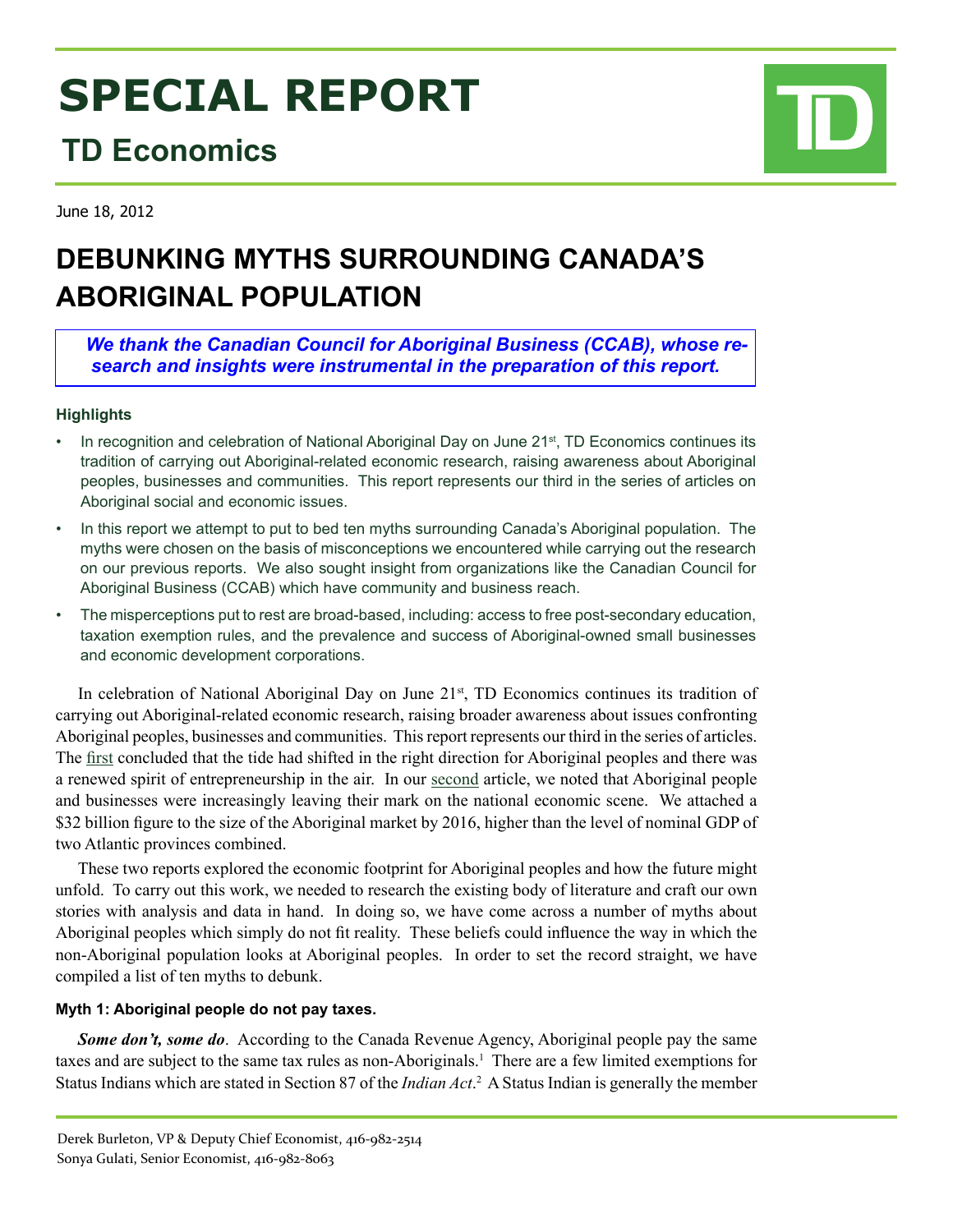# SPECIAL REPORT

## TD Economics

June 18, 2012

# DEBUNKING MYTHS SURROUNDING CANADA'S ABORIGINAL POPULATION

***We thank the Canadian Council for Aboriginal Business (CCAB), whose research and insights were instrumental in the preparation of this report.***

### Highlights

- In recognition and celebration of National Aboriginal Day on June 21st, TD Economics continues its tradition of carrying out Aboriginal-related economic research, raising awareness about Aboriginal peoples, businesses and communities. This report represents our third in the series of articles on Aboriginal social and economic issues.
- In this report we attempt to put to bed ten myths surrounding Canada's Aboriginal population. The myths were chosen on the basis of misconceptions we encountered while carrying out the research on our previous reports. We also sought insight from organizations like the Canadian Council for Aboriginal Business (CCAB) which have community and business reach.
- The misperceptions put to rest are broad-based, including: access to free post-secondary education, taxation exemption rules, and the prevalence and success of Aboriginal-owned small businesses and economic development corporations.

In celebration of National Aboriginal Day on June 21st, TD Economics continues its tradition of carrying out Aboriginal-related economic research, raising broader awareness about issues confronting Aboriginal peoples, businesses and communities. This report represents our third in the series of articles. The first concluded that the tide had shifted in the right direction for Aboriginal peoples and there was a renewed spirit of entrepreneurship in the air. In our second article, we noted that Aboriginal people and businesses were increasingly leaving their mark on the national economic scene. We attached a $32 billion figure to the size of the Aboriginal market by 2016, higher than the level of nominal GDP of two Atlantic provinces combined.

These two reports explored the economic footprint for Aboriginal peoples and how the future might unfold. To carry out this work, we needed to research the existing body of literature and craft our own stories with analysis and data in hand. In doing so, we have come across a number of myths about Aboriginal peoples which simply do not fit reality. These beliefs could influence the way in which the non-Aboriginal population looks at Aboriginal peoples. In order to set the record straight, we have compiled a list of ten myths to debunk.

### Myth 1: Aboriginal people do not pay taxes.

***Some don't, some do***. According to the Canada Revenue Agency, Aboriginal people pay the same taxes and are subject to the same tax rules as non-Aboriginals.[1] There are a few limited exemptions for Status Indians which are stated in Section 87 of the *Indian Act*.[2] A Status Indian is generally the member

Derek Burleton, VP & Deputy Chief Economist, 416-982-2514
Sonya Gulati, Senior Economist, 416-982-8063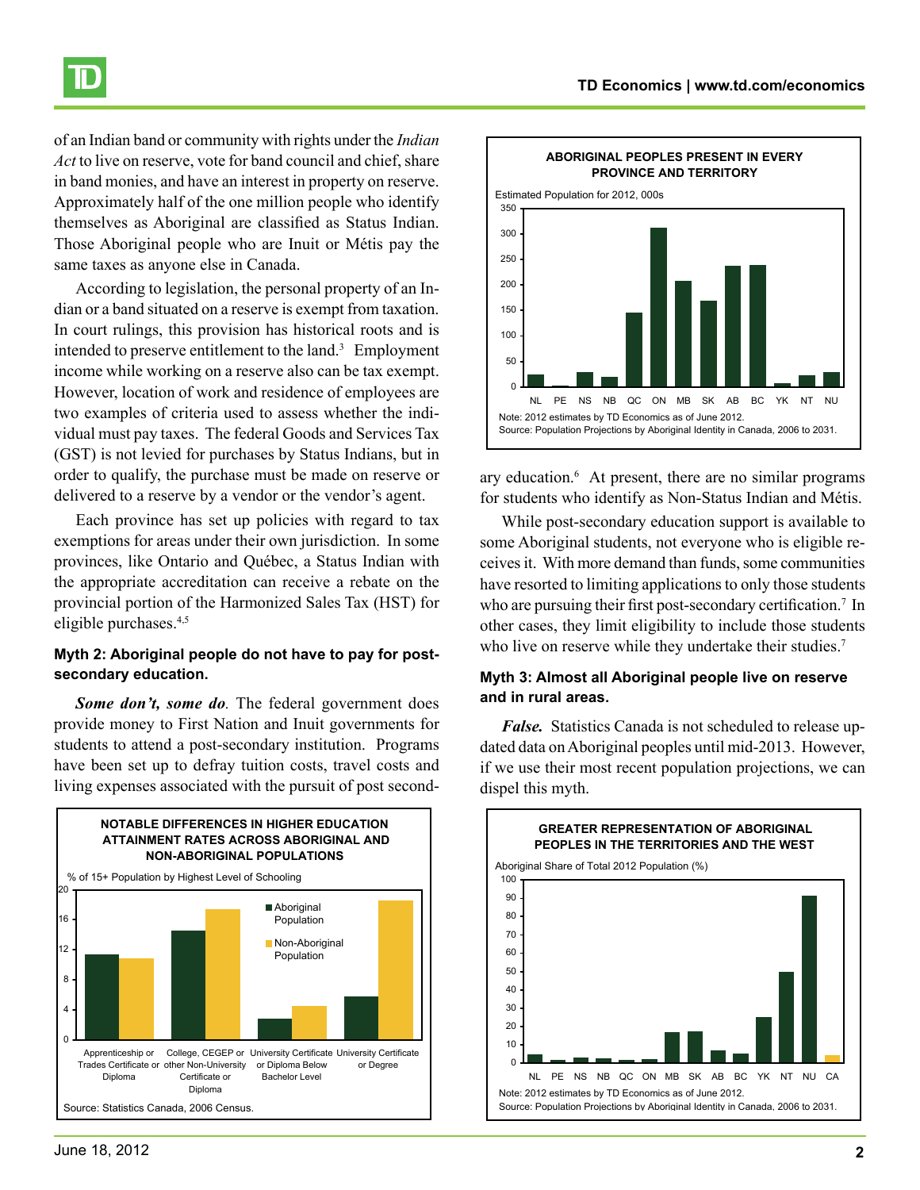of an Indian band or community with rights under the *Indian Act* to live on reserve, vote for band council and chief, share in band monies, and have an interest in property on reserve. Approximately half of the one million people who identify themselves as Aboriginal are classified as Status Indian. Those Aboriginal people who are Inuit or Métis pay the same taxes as anyone else in Canada.

According to legislation, the personal property of an Indian or a band situated on a reserve is exempt from taxation. In court rulings, this provision has historical roots and is intended to preserve entitlement to the land.[3] Employment income while working on a reserve also can be tax exempt. However, location of work and residence of employees are two examples of criteria used to assess whether the individual must pay taxes. The federal Goods and Services Tax (GST) is not levied for purchases by Status Indians, but in order to qualify, the purchase must be made on reserve or delivered to a reserve by a vendor or the vendor's agent.

Each province has set up policies with regard to tax exemptions for areas under their own jurisdiction. In some provinces, like Ontario and Québec, a Status Indian with the appropriate accreditation can receive a rebate on the provincial portion of the Harmonized Sales Tax (HST) for eligible purchases.[4,5]

**Myth 2: Aboriginal people do not have to pay for post-secondary education.**

***Some don't, some do.*** The federal government does provide money to First Nation and Inuit governments for students to attend a post-secondary institution. Programs have been set up to defray tuition costs, travel costs and living expenses associated with the pursuit of post secondary education.[6] At present, there are no similar programs for students who identify as Non-Status Indian and Métis.

**NOTABLE DIFFERENCES IN HIGHER EDUCATION ATTAINMENT RATES ACROSS ABORIGINAL AND NON-ABORIGINAL POPULATIONS**

% of 15+ Population by Highest Level of Schooling

Source: Statistics Canada, 2006 Census.

**ABORIGINAL PEOPLES PRESENT IN EVERY PROVINCE AND TERRITORY**

Estimated Population for 2012, 000s

Note: 2012 estimates by TD Economics as of June 2012.
Source: Population Projections by Aboriginal Identity in Canada, 2006 to 2031.

While post-secondary education support is available to some Aboriginal students, not everyone who is eligible receives it. With more demand than funds, some communities have resorted to limiting applications to only those students who are pursuing their first post-secondary certification.[7] In other cases, they limit eligibility to include those students who live on reserve while they undertake their studies.[7]

**Myth 3: Almost all Aboriginal people live on reserve and in rural areas.**

***False.*** Statistics Canada is not scheduled to release updated data on Aboriginal peoples until mid-2013. However, if we use their most recent population projections, we can dispel this myth.

**GREATER REPRESENTATION OF ABORIGINAL PEOPLES IN THE TERRITORIES AND THE WEST**

Aboriginal Share of Total 2012 Population (%)

Note: 2012 estimates by TD Economics as of June 2012.
Source: Population Projections by Aboriginal Identity in Canada, 2006 to 2031.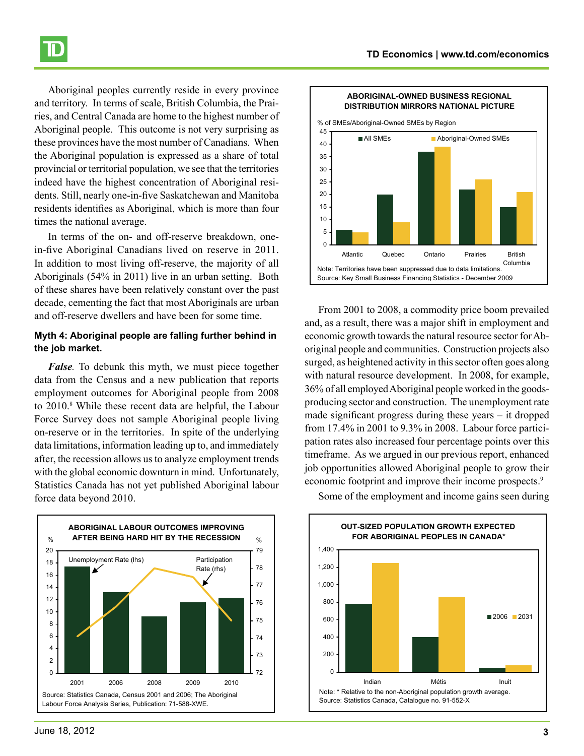Aboriginal peoples currently reside in every province and territory. In terms of scale, British Columbia, the Prairies, and Central Canada are home to the highest number of Aboriginal people. This outcome is not very surprising as these provinces have the most number of Canadians. When the Aboriginal population is expressed as a share of total provincial or territorial population, we see that the territories indeed have the highest concentration of Aboriginal residents. Still, nearly one-in-five Saskatchewan and Manitoba residents identifies as Aboriginal, which is more than four times the national average.

In terms of the on- and off-reserve breakdown, one-in-five Aboriginal Canadians lived on reserve in 2011. In addition to most living off-reserve, the majority of all Aboriginals (54% in 2011) live in an urban setting. Both of these shares have been relatively constant over the past decade, cementing the fact that most Aboriginals are urban and off-reserve dwellers and have been for some time.

#### Myth 4: Aboriginal people are falling further behind in the job market.

***False***. To debunk this myth, we must piece together data from the Census and a new publication that reports employment outcomes for Aboriginal people from 2008 to 2010.[8] While these recent data are helpful, the Labour Force Survey does not sample Aboriginal people living on-reserve or in the territories. In spite of the underlying data limitations, information leading up to, and immediately after, the recession allows us to analyze employment trends with the global economic downturn in mind. Unfortunately, Statistics Canada has not yet published Aboriginal labour force data beyond 2010.

**ABORIGINAL LABOUR OUTCOMES IMPROVING AFTER BEING HARD HIT BY THE RECESSION**

Source: Statistics Canada, Census 2001 and 2006; The Aboriginal Labour Force Analysis Series, Publication: 71-588-XWE.

**ABORIGINAL-OWNED BUSINESS REGIONAL DISTRIBUTION MIRRORS NATIONAL PICTURE**

Note: Territories have been suppressed due to data limitations.
Source: Key Small Business Financing Statistics - December 2009

From 2001 to 2008, a commodity price boom prevailed and, as a result, there was a major shift in employment and economic growth towards the natural resource sector for Aboriginal people and communities. Construction projects also surged, as heightened activity in this sector often goes along with natural resource development. In 2008, for example, 36% of all employed Aboriginal people worked in the goods-producing sector and construction. The unemployment rate made significant progress during these years – it dropped from 17.4% in 2001 to 9.3% in 2008. Labour force participation rates also increased four percentage points over this timeframe. As we argued in our previous report, enhanced job opportunities allowed Aboriginal people to grow their economic footprint and improve their income prospects.[9]

Some of the employment and income gains seen during

**OUT-SIZED POPULATION GROWTH EXPECTED FOR ABORIGINAL PEOPLES IN CANADA***

Note: * Relative to the non-Aboriginal population growth average.
Source: Statistics Canada, Catalogue no. 91-552-X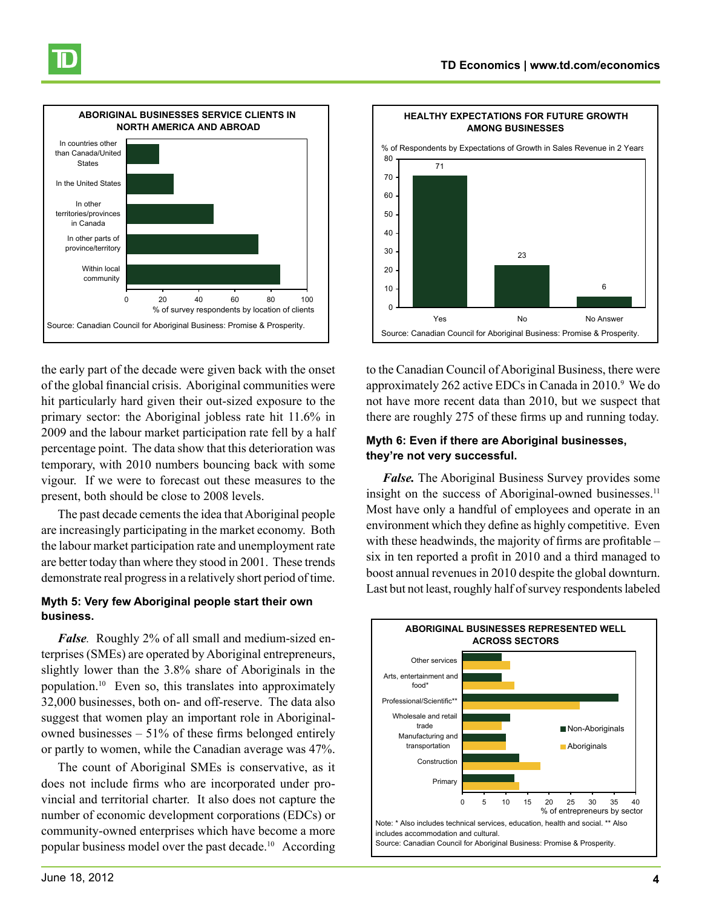**ABORIGINAL BUSINESSES SERVICE CLIENTS IN NORTH AMERICA AND ABROAD**

Source: Canadian Council for Aboriginal Business: Promise & Prosperity.

**HEALTHY EXPECTATIONS FOR FUTURE GROWTH AMONG BUSINESSES**

% of Respondents by Expectations of Growth in Sales Revenue in 2 Years

| Yes | No | No Answer |
|---|---|---|
| 71 | 23 | 6 |

Source: Canadian Council for Aboriginal Business: Promise & Prosperity.

the early part of the decade were given back with the onset of the global financial crisis. Aboriginal communities were hit particularly hard given their out-sized exposure to the primary sector: the Aboriginal jobless rate hit 11.6% in 2009 and the labour market participation rate fell by a half percentage point. The data show that this deterioration was temporary, with 2010 numbers bouncing back with some vigour. If we were to forecast out these measures to the present, both should be close to 2008 levels.

The past decade cements the idea that Aboriginal people are increasingly participating in the market economy. Both the labour market participation rate and unemployment rate are better today than where they stood in 2001. These trends demonstrate real progress in a relatively short period of time.

### Myth 5: Very few Aboriginal people start their own business.

***False****.* Roughly 2% of all small and medium-sized enterprises (SMEs) are operated by Aboriginal entrepreneurs, slightly lower than the 3.8% share of Aboriginals in the population.[10] Even so, this translates into approximately 32,000 businesses, both on- and off-reserve. The data also suggest that women play an important role in Aboriginal-owned businesses – 51% of these firms belonged entirely or partly to women, while the Canadian average was 47%.

The count of Aboriginal SMEs is conservative, as it does not include firms who are incorporated under provincial and territorial charter. It also does not capture the number of economic development corporations (EDCs) or community-owned enterprises which have become a more popular business model over the past decade.[10] According to the Canadian Council of Aboriginal Business, there were approximately 262 active EDCs in Canada in 2010.[9] We do not have more recent data than 2010, but we suspect that there are roughly 275 of these firms up and running today.

### Myth 6: Even if there are Aboriginal businesses, they're not very successful.

***False.*** The Aboriginal Business Survey provides some insight on the success of Aboriginal-owned businesses.[11] Most have only a handful of employees and operate in an environment which they define as highly competitive. Even with these headwinds, the majority of firms are profitable – six in ten reported a profit in 2010 and a third managed to boost annual revenues in 2010 despite the global downturn. Last but not least, roughly half of survey respondents labeled

**ABORIGINAL BUSINESSES REPRESENTED WELL ACROSS SECTORS**

Note: * Also includes technical services, education, health and social. ** Also includes accommodation and cultural.
Source: Canadian Council for Aboriginal Business: Promise & Prosperity.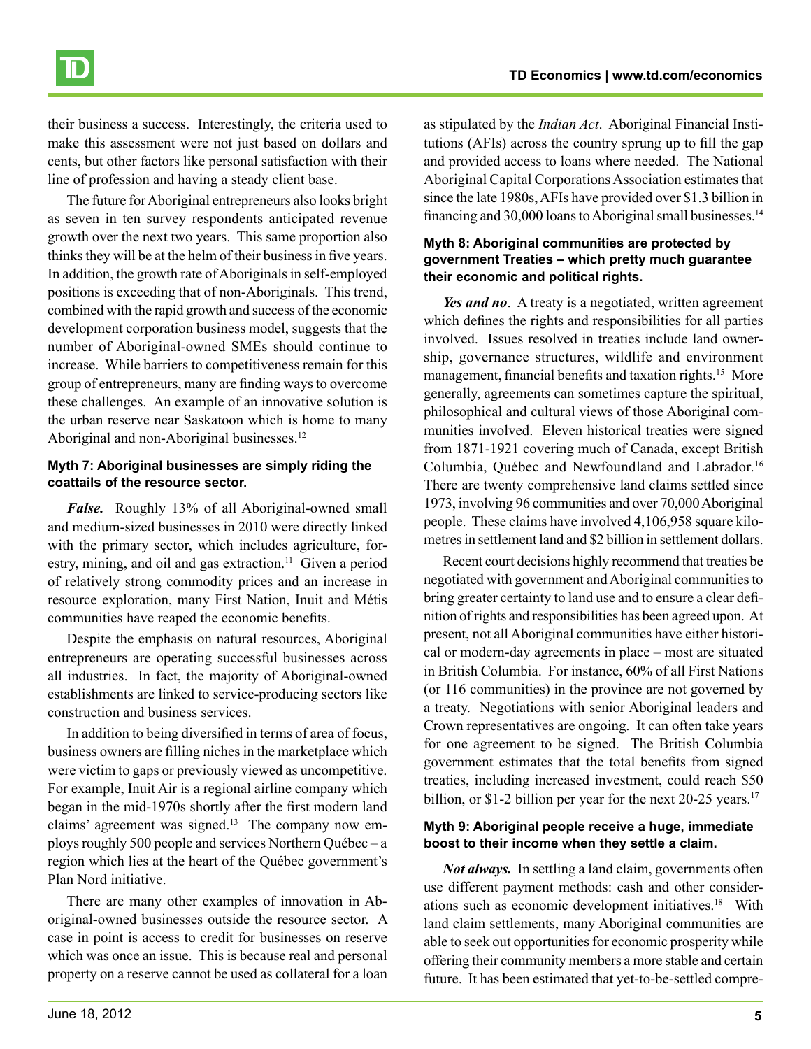their business a success. Interestingly, the criteria used to make this assessment were not just based on dollars and cents, but other factors like personal satisfaction with their line of profession and having a steady client base.

The future for Aboriginal entrepreneurs also looks bright as seven in ten survey respondents anticipated revenue growth over the next two years. This same proportion also thinks they will be at the helm of their business in five years. In addition, the growth rate of Aboriginals in self-employed positions is exceeding that of non-Aboriginals. This trend, combined with the rapid growth and success of the economic development corporation business model, suggests that the number of Aboriginal-owned SMEs should continue to increase. While barriers to competitiveness remain for this group of entrepreneurs, many are finding ways to overcome these challenges. An example of an innovative solution is the urban reserve near Saskatoon which is home to many Aboriginal and non-Aboriginal businesses.[12]

**Myth 7: Aboriginal businesses are simply riding the coattails of the resource sector.**

***False.*** Roughly 13% of all Aboriginal-owned small and medium-sized businesses in 2010 were directly linked with the primary sector, which includes agriculture, forestry, mining, and oil and gas extraction.[11] Given a period of relatively strong commodity prices and an increase in resource exploration, many First Nation, Inuit and Métis communities have reaped the economic benefits.

Despite the emphasis on natural resources, Aboriginal entrepreneurs are operating successful businesses across all industries. In fact, the majority of Aboriginal-owned establishments are linked to service-producing sectors like construction and business services.

In addition to being diversified in terms of area of focus, business owners are filling niches in the marketplace which were victim to gaps or previously viewed as uncompetitive. For example, Inuit Air is a regional airline company which began in the mid-1970s shortly after the first modern land claims' agreement was signed.[13] The company now employs roughly 500 people and services Northern Québec – a region which lies at the heart of the Québec government's Plan Nord initiative.

There are many other examples of innovation in Aboriginal-owned businesses outside the resource sector. A case in point is access to credit for businesses on reserve which was once an issue. This is because real and personal property on a reserve cannot be used as collateral for a loan as stipulated by the *Indian Act*. Aboriginal Financial Institutions (AFIs) across the country sprung up to fill the gap and provided access to loans where needed. The National Aboriginal Capital Corporations Association estimates that since the late 1980s, AFIs have provided over $1.3 billion in financing and 30,000 loans to Aboriginal small businesses.[14]

**Myth 8: Aboriginal communities are protected by government Treaties – which pretty much guarantee their economic and political rights.**

***Yes and no.*** A treaty is a negotiated, written agreement which defines the rights and responsibilities for all parties involved. Issues resolved in treaties include land ownership, governance structures, wildlife and environment management, financial benefits and taxation rights.[15] More generally, agreements can sometimes capture the spiritual, philosophical and cultural views of those Aboriginal communities involved. Eleven historical treaties were signed from 1871-1921 covering much of Canada, except British Columbia, Québec and Newfoundland and Labrador.[16] There are twenty comprehensive land claims settled since 1973, involving 96 communities and over 70,000 Aboriginal people. These claims have involved 4,106,958 square kilometres in settlement land and $2 billion in settlement dollars.

Recent court decisions highly recommend that treaties be negotiated with government and Aboriginal communities to bring greater certainty to land use and to ensure a clear definition of rights and responsibilities has been agreed upon. At present, not all Aboriginal communities have either historical or modern-day agreements in place – most are situated in British Columbia. For instance, 60% of all First Nations (or 116 communities) in the province are not governed by a treaty. Negotiations with senior Aboriginal leaders and Crown representatives are ongoing. It can often take years for one agreement to be signed. The British Columbia government estimates that the total benefits from signed treaties, including increased investment, could reach $50 billion, or $1-2 billion per year for the next 20-25 years.[17]

**Myth 9: Aboriginal people receive a huge, immediate boost to their income when they settle a claim.**

***Not always.*** In settling a land claim, governments often use different payment methods: cash and other considerations such as economic development initiatives.[18] With land claim settlements, many Aboriginal communities are able to seek out opportunities for economic prosperity while offering their community members a more stable and certain future. It has been estimated that yet-to-be-settled compre-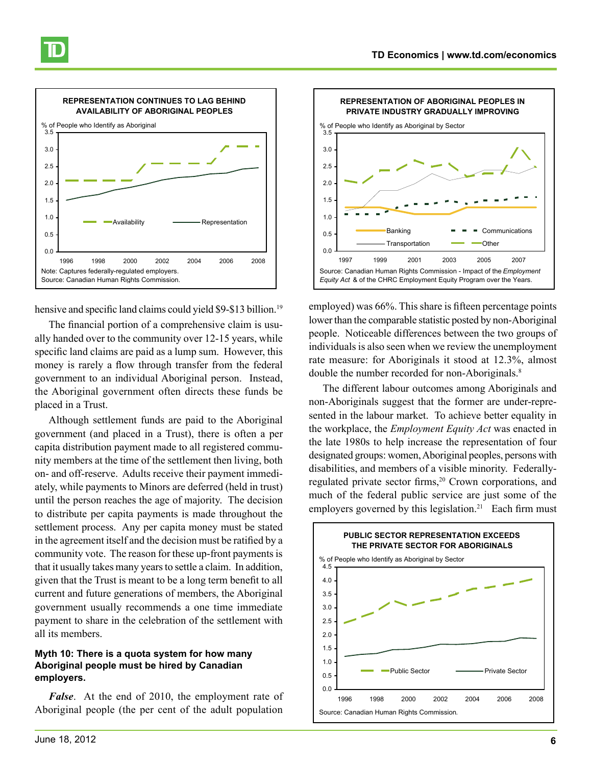**REPRESENTATION CONTINUES TO LAG BEHIND AVAILABILITY OF ABORIGINAL PEOPLES**

Note: Captures federally-regulated employers.
Source: Canadian Human Rights Commission.

**REPRESENTATION OF ABORIGINAL PEOPLES IN PRIVATE INDUSTRY GRADUALLY IMPROVING**

Source: Canadian Human Rights Commission - Impact of the *Employment Equity Act* & of the CHRC Employment Equity Program over the Years.

hensive and specific land claims could yield \$9-\$13 billion.[19]

The financial portion of a comprehensive claim is usually handed over to the community over 12-15 years, while specific land claims are paid as a lump sum. However, this money is rarely a flow through transfer from the federal government to an individual Aboriginal person. Instead, the Aboriginal government often directs these funds be placed in a Trust.

Although settlement funds are paid to the Aboriginal government (and placed in a Trust), there is often a per capita distribution payment made to all registered community members at the time of the settlement then living, both on- and off-reserve. Adults receive their payment immediately, while payments to Minors are deferred (held in trust) until the person reaches the age of majority. The decision to distribute per capita payments is made throughout the settlement process. Any per capita money must be stated in the agreement itself and the decision must be ratified by a community vote. The reason for these up-front payments is that it usually takes many years to settle a claim. In addition, given that the Trust is meant to be a long term benefit to all current and future generations of members, the Aboriginal government usually recommends a one time immediate payment to share in the celebration of the settlement with all its members.

### Myth 10: There is a quota system for how many Aboriginal people must be hired by Canadian employers.

***False***. At the end of 2010, the employment rate of Aboriginal people (the per cent of the adult population employed) was 66%. This share is fifteen percentage points lower than the comparable statistic posted by non-Aboriginal people. Noticeable differences between the two groups of individuals is also seen when we review the unemployment rate measure: for Aboriginals it stood at 12.3%, almost double the number recorded for non-Aboriginals.[8]

The different labour outcomes among Aboriginals and non-Aboriginals suggest that the former are under-represented in the labour market. To achieve better equality in the workplace, the *Employment Equity Act* was enacted in the late 1980s to help increase the representation of four designated groups: women, Aboriginal peoples, persons with disabilities, and members of a visible minority. Federally-regulated private sector firms,[20] Crown corporations, and much of the federal public service are just some of the employers governed by this legislation.[21] Each firm must

**PUBLIC SECTOR REPRESENTATION EXCEEDS THE PRIVATE SECTOR FOR ABORIGINALS**

Source: Canadian Human Rights Commission.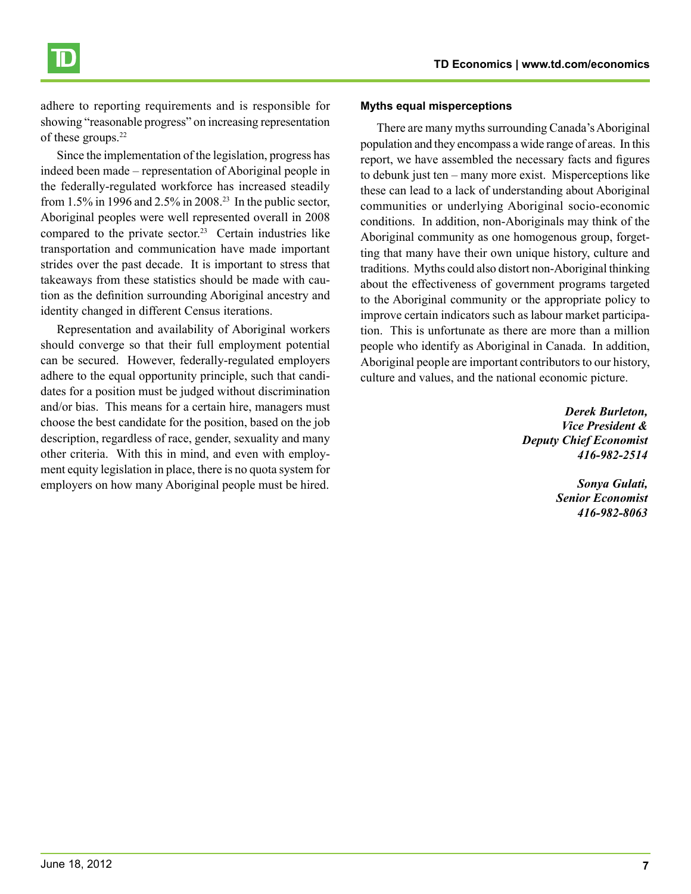adhere to reporting requirements and is responsible for showing "reasonable progress" on increasing representation of these groups.[22]

Since the implementation of the legislation, progress has indeed been made – representation of Aboriginal people in the federally-regulated workforce has increased steadily from 1.5% in 1996 and 2.5% in 2008.[23] In the public sector, Aboriginal peoples were well represented overall in 2008 compared to the private sector.[23] Certain industries like transportation and communication have made important strides over the past decade. It is important to stress that takeaways from these statistics should be made with caution as the definition surrounding Aboriginal ancestry and identity changed in different Census iterations.

Representation and availability of Aboriginal workers should converge so that their full employment potential can be secured. However, federally-regulated employers adhere to the equal opportunity principle, such that candidates for a position must be judged without discrimination and/or bias. This means for a certain hire, managers must choose the best candidate for the position, based on the job description, regardless of race, gender, sexuality and many other criteria. With this in mind, and even with employment equity legislation in place, there is no quota system for employers on how many Aboriginal people must be hired.

### Myths equal misperceptions

There are many myths surrounding Canada's Aboriginal population and they encompass a wide range of areas. In this report, we have assembled the necessary facts and figures to debunk just ten – many more exist. Misperceptions like these can lead to a lack of understanding about Aboriginal communities or underlying Aboriginal socio-economic conditions. In addition, non-Aboriginals may think of the Aboriginal community as one homogenous group, forgetting that many have their own unique history, culture and traditions. Myths could also distort non-Aboriginal thinking about the effectiveness of government programs targeted to the Aboriginal community or the appropriate policy to improve certain indicators such as labour market participation. This is unfortunate as there are more than a million people who identify as Aboriginal in Canada. In addition, Aboriginal people are important contributors to our history, culture and values, and the national economic picture.

***Derek Burleton,***
***Vice President &***
***Deputy Chief Economist***
***416-982-2514***

***Sonya Gulati,***
***Senior Economist***
***416-982-8063***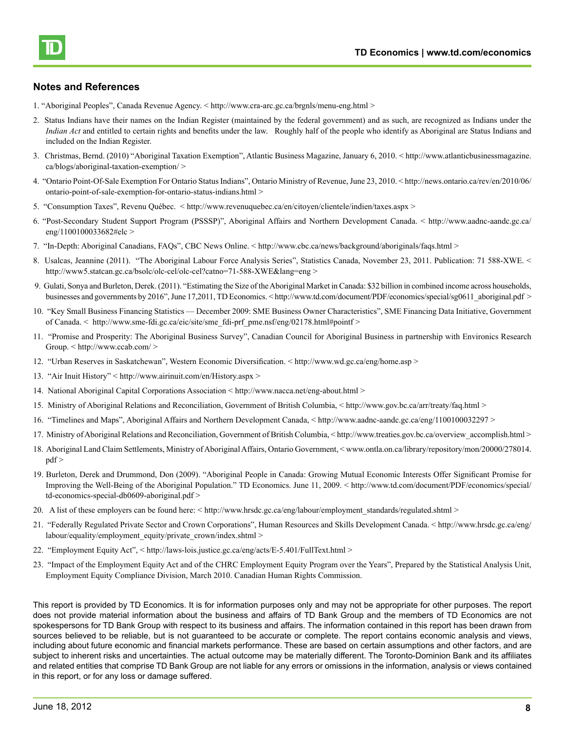## Notes and References

1. "Aboriginal Peoples", Canada Revenue Agency. < http://www.cra-arc.gc.ca/brgnls/menu-eng.html >
2. Status Indians have their names on the Indian Register (maintained by the federal government) and as such, are recognized as Indians under the *Indian Act* and entitled to certain rights and benefits under the law. Roughly half of the people who identify as Aboriginal are Status Indians and included on the Indian Register.
3. Christmas, Bernd. (2010) "Aboriginal Taxation Exemption", Atlantic Business Magazine, January 6, 2010. < http://www.atlanticbusinessmagazine.ca/blogs/aboriginal-taxation-exemption/ >
4. "Ontario Point-Of-Sale Exemption For Ontario Status Indians", Ontario Ministry of Revenue, June 23, 2010. < http://news.ontario.ca/rev/en/2010/06/ontario-point-of-sale-exemption-for-ontario-status-indians.html >
5. "Consumption Taxes", Revenu Québec. < http://www.revenuquebec.ca/en/citoyen/clientele/indien/taxes.aspx >
6. "Post-Secondary Student Support Program (PSSSP)", Aboriginal Affairs and Northern Development Canada. < http://www.aadnc-aandc.gc.ca/eng/1100100033682#elc >
7. "In-Depth: Aboriginal Canadians, FAQs", CBC News Online. < http://www.cbc.ca/news/background/aboriginals/faqs.html >
8. Usalcas, Jeannine (2011). "The Aboriginal Labour Force Analysis Series", Statistics Canada, November 23, 2011. Publication: 71 588-XWE. < http://www5.statcan.gc.ca/bsolc/olc-cel/olc-cel?catno=71-588-XWE&lang=eng >
9. Gulati, Sonya and Burleton, Derek. (2011). "Estimating the Size of the Aboriginal Market in Canada: $32 billion in combined income across households, businesses and governments by 2016", June 17,2011, TD Economics. < http://www.td.com/document/PDF/economics/special/sg0611_aboriginal.pdf >
10. "Key Small Business Financing Statistics — December 2009: SME Business Owner Characteristics", SME Financing Data Initiative, Government of Canada. < http://www.sme-fdi.gc.ca/eic/site/sme_fdi-prf_pme.nsf/eng/02178.html#pointf >
11. "Promise and Prosperity: The Aboriginal Business Survey", Canadian Council for Aboriginal Business in partnership with Environics Research Group. < http://www.ccab.com/ >
12. "Urban Reserves in Saskatchewan", Western Economic Diversification. < http://www.wd.gc.ca/eng/home.asp >
13. "Air Inuit History" < http://www.airinuit.com/en/History.aspx >
14. National Aboriginal Capital Corporations Association < http://www.nacca.net/eng-about.html >
15. Ministry of Aboriginal Relations and Reconciliation, Government of British Columbia, < http://www.gov.bc.ca/arr/treaty/faq.html >
16. "Timelines and Maps", Aboriginal Affairs and Northern Development Canada, < http://www.aadnc-aandc.gc.ca/eng/1100100032297 >
17. Ministry of Aboriginal Relations and Reconciliation, Government of British Columbia, < http://www.treaties.gov.bc.ca/overview_accomplish.html >
18. Aboriginal Land Claim Settlements, Ministry of Aboriginal Affairs, Ontario Government, < www.ontla.on.ca/library/repository/mon/20000/278014.pdf >
19. Burleton, Derek and Drummond, Don (2009). "Aboriginal People in Canada: Growing Mutual Economic Interests Offer Significant Promise for Improving the Well-Being of the Aboriginal Population." TD Economics. June 11, 2009. < http://www.td.com/document/PDF/economics/special/td-economics-special-db0609-aboriginal.pdf >
20. A list of these employers can be found here: < http://www.hrsdc.gc.ca/eng/labour/employment_standards/regulated.shtml >
21. "Federally Regulated Private Sector and Crown Corporations", Human Resources and Skills Development Canada. < http://www.hrsdc.gc.ca/eng/labour/equality/employment_equity/private_crown/index.shtml >
22. "Employment Equity Act", < http://laws-lois.justice.gc.ca/eng/acts/E-5.401/FullText.html >
23. "Impact of the Employment Equity Act and of the CHRC Employment Equity Program over the Years", Prepared by the Statistical Analysis Unit, Employment Equity Compliance Division, March 2010. Canadian Human Rights Commission.

This report is provided by TD Economics. It is for information purposes only and may not be appropriate for other purposes. The report does not provide material information about the business and affairs of TD Bank Group and the members of TD Economics are not spokespersons for TD Bank Group with respect to its business and affairs. The information contained in this report has been drawn from sources believed to be reliable, but is not guaranteed to be accurate or complete. The report contains economic analysis and views, including about future economic and financial markets performance. These are based on certain assumptions and other factors, and are subject to inherent risks and uncertainties. The actual outcome may be materially different. The Toronto-Dominion Bank and its affiliates and related entities that comprise TD Bank Group are not liable for any errors or omissions in the information, analysis or views contained in this report, or for any loss or damage suffered.